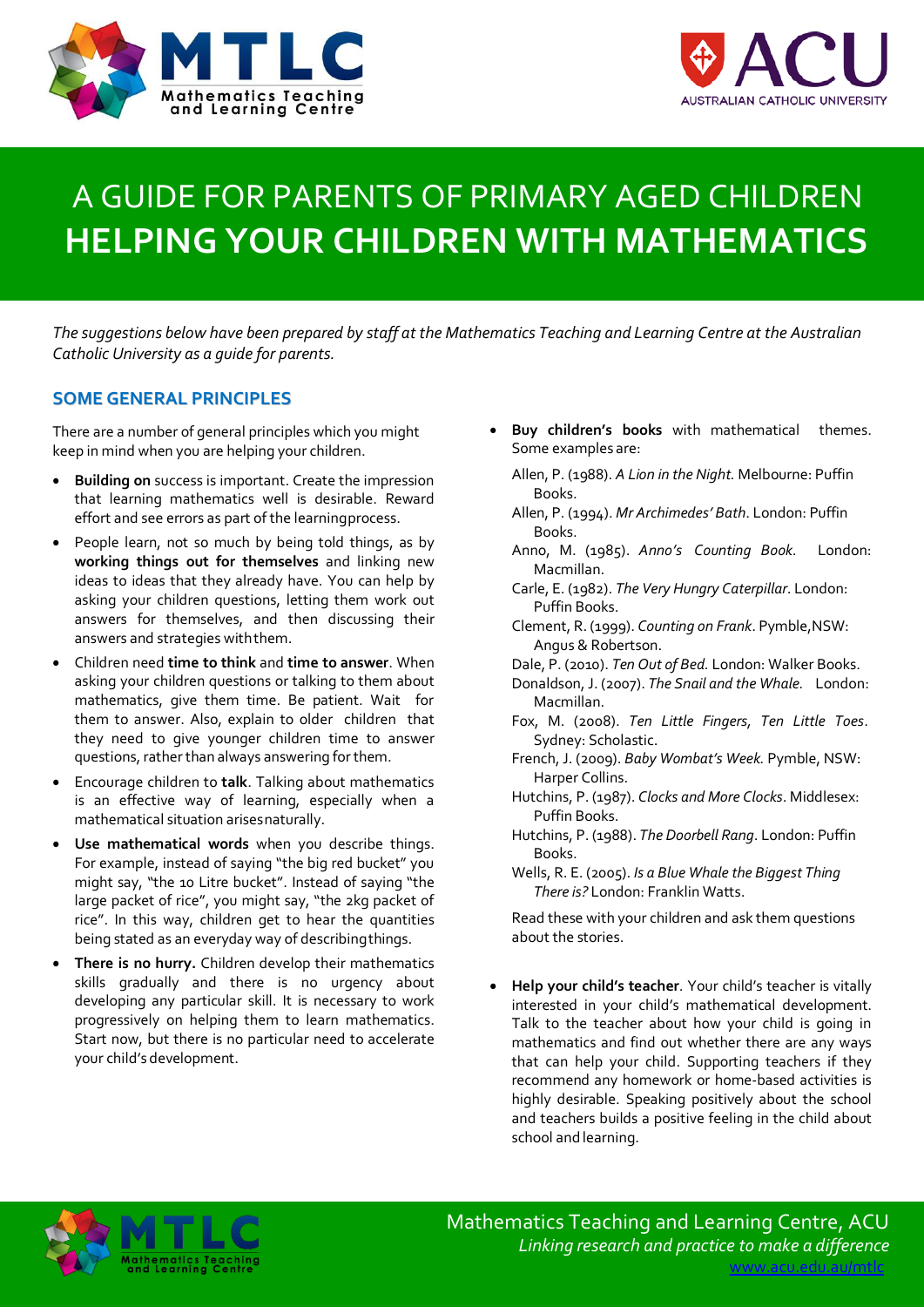# A GUIDE FOR PARENTS OF PRIMARY AGED CHILDREN
# HELPING YOUR CHILDREN WITH MATHEMATICS

*The suggestions below have been prepared by staff at the Mathematics Teaching and Learning Centre at the Australian Catholic University as a guide for parents.*

## SOME GENERAL PRINCIPLES

There are a number of general principles which you might keep in mind when you are helping your children.

- **Building on** success is important. Create the impression that learning mathematics well is desirable. Reward effort and see errors as part of the learning process.
- People learn, not so much by being told things, as by **working things out for themselves** and linking new ideas to ideas that they already have. You can help by asking your children questions, letting them work out answers for themselves, and then discussing their answers and strategies with them.
- Children need **time to think** and **time to answer**. When asking your children questions or talking to them about mathematics, give them time. Be patient. Wait for them to answer. Also, explain to older children that they need to give younger children time to answer questions, rather than always answering for them.
- Encourage children to **talk**. Talking about mathematics is an effective way of learning, especially when a mathematical situation arises naturally.
- **Use mathematical words** when you describe things. For example, instead of saying "the big red bucket" you might say, "the 10 Litre bucket". Instead of saying "the large packet of rice", you might say, "the 2kg packet of rice". In this way, children get to hear the quantities being stated as an everyday way of describing things.
- **There is no hurry.** Children develop their mathematics skills gradually and there is no urgency about developing any particular skill. It is necessary to work progressively on helping them to learn mathematics. Start now, but there is no particular need to accelerate your child's development.
- **Buy children's books** with mathematical themes. Some examples are:

  Allen, P. (1988). *A Lion in the Night.* Melbourne: Puffin Books.
  Allen, P. (1994). *Mr Archimedes' Bath*. London: Puffin Books.
  Anno, M. (1985). *Anno's Counting Book*. London: Macmillan.
  Carle, E. (1982). *The Very Hungry Caterpillar*. London: Puffin Books.
  Clement, R. (1999). *Counting on Frank*. Pymble, NSW: Angus & Robertson.
  Dale, P. (2010). *Ten Out of Bed.* London: Walker Books.
  Donaldson, J. (2007). *The Snail and the Whale.* London: Macmillan.
  Fox, M. (2008). *Ten Little Fingers, Ten Little Toes*. Sydney: Scholastic.
  French, J. (2009). *Baby Wombat's Week.* Pymble, NSW: Harper Collins.
  Hutchins, P. (1987). *Clocks and More Clocks*. Middlesex: Puffin Books.
  Hutchins, P. (1988). *The Doorbell Rang*. London: Puffin Books.
  Wells, R. E. (2005). *Is a Blue Whale the Biggest Thing There is?* London: Franklin Watts.

  Read these with your children and ask them questions about the stories.

- **Help your child's teacher**. Your child's teacher is vitally interested in your child's mathematical development. Talk to the teacher about how your child is going in mathematics and find out whether there are any ways that can help your child. Supporting teachers if they recommend any homework or home-based activities is highly desirable. Speaking positively about the school and teachers builds a positive feeling in the child about school and learning.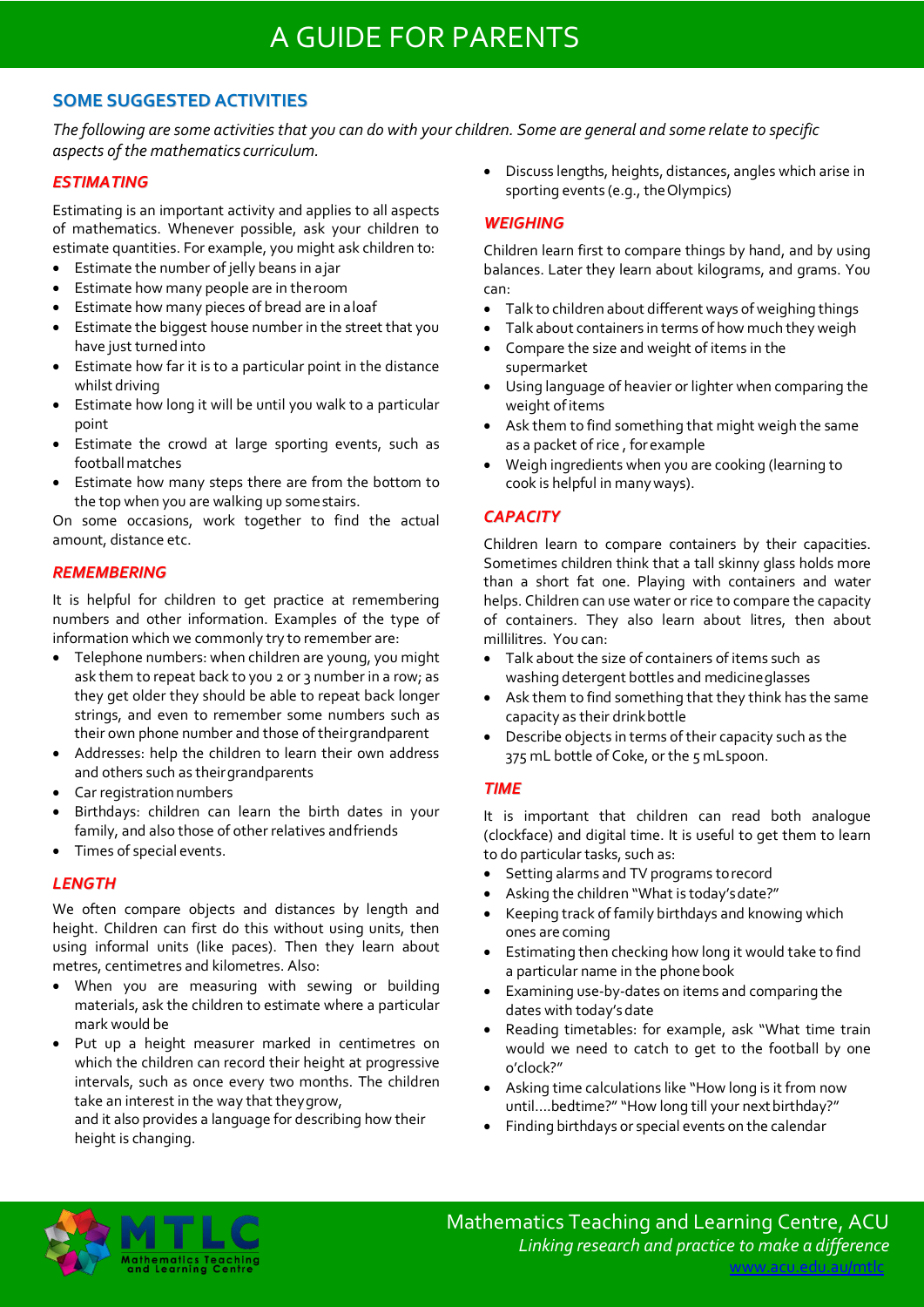# A GUIDE FOR PARENTS

## SOME SUGGESTED ACTIVITIES

*The following are some activities that you can do with your children. Some are general and some relate to specific aspects of the mathematics curriculum.*

### *ESTIMATING*

Estimating is an important activity and applies to all aspects of mathematics. Whenever possible, ask your children to estimate quantities. For example, you might ask children to:

- Estimate the number of jelly beans in a jar
- Estimate how many people are in the room
- Estimate how many pieces of bread are in a loaf
- Estimate the biggest house number in the street that you have just turned into
- Estimate how far it is to a particular point in the distance whilst driving
- Estimate how long it will be until you walk to a particular point
- Estimate the crowd at large sporting events, such as football matches
- Estimate how many steps there are from the bottom to the top when you are walking up some stairs.

On some occasions, work together to find the actual amount, distance etc.

### *REMEMBERING*

It is helpful for children to get practice at remembering numbers and other information. Examples of the type of information which we commonly try to remember are:

- Telephone numbers: when children are young, you might ask them to repeat back to you 2 or 3 number in a row; as they get older they should be able to repeat back longer strings, and even to remember some numbers such as their own phone number and those of their grandparent
- Addresses: help the children to learn their own address and others such as their grandparents
- Car registration numbers
- Birthdays: children can learn the birth dates in your family, and also those of other relatives and friends
- Times of special events.

### *LENGTH*

We often compare objects and distances by length and height. Children can first do this without using units, then using informal units (like paces). Then they learn about metres, centimetres and kilometres. Also:

- When you are measuring with sewing or building materials, ask the children to estimate where a particular mark would be
- Put up a height measurer marked in centimetres on which the children can record their height at progressive intervals, such as once every two months. The children take an interest in the way that they grow, and it also provides a language for describing how their height is changing.
- Discuss lengths, heights, distances, angles which arise in sporting events (e.g., the Olympics)

### *WEIGHING*

Children learn first to compare things by hand, and by using balances. Later they learn about kilograms, and grams. You can:

- Talk to children about different ways of weighing things
- Talk about containers in terms of how much they weigh
- Compare the size and weight of items in the supermarket
- Using language of heavier or lighter when comparing the weight of items
- Ask them to find something that might weigh the same as a packet of rice , for example
- Weigh ingredients when you are cooking (learning to cook is helpful in many ways).

### *CAPACITY*

Children learn to compare containers by their capacities. Sometimes children think that a tall skinny glass holds more than a short fat one. Playing with containers and water helps. Children can use water or rice to compare the capacity of containers. They also learn about litres, then about millilitres. You can:

- Talk about the size of containers of items such as washing detergent bottles and medicine glasses
- Ask them to find something that they think has the same capacity as their drink bottle
- Describe objects in terms of their capacity such as the 375 mL bottle of Coke, or the 5 mL spoon.

### *TIME*

It is important that children can read both analogue (clockface) and digital time. It is useful to get them to learn to do particular tasks, such as:

- Setting alarms and TV programs to record
- Asking the children "What is today's date?"
- Keeping track of family birthdays and knowing which ones are coming
- Estimating then checking how long it would take to find a particular name in the phone book
- Examining use-by-dates on items and comparing the dates with today's date
- Reading timetables: for example, ask "What time train would we need to catch to get to the football by one o'clock?"
- Asking time calculations like "How long is it from now until....bedtime?" "How long till your next birthday?"
- Finding birthdays or special events on the calendar

Mathematics Teaching and Learning Centre, ACU
*Linking research and practice to make a difference*
www.acu.edu.au/mtlc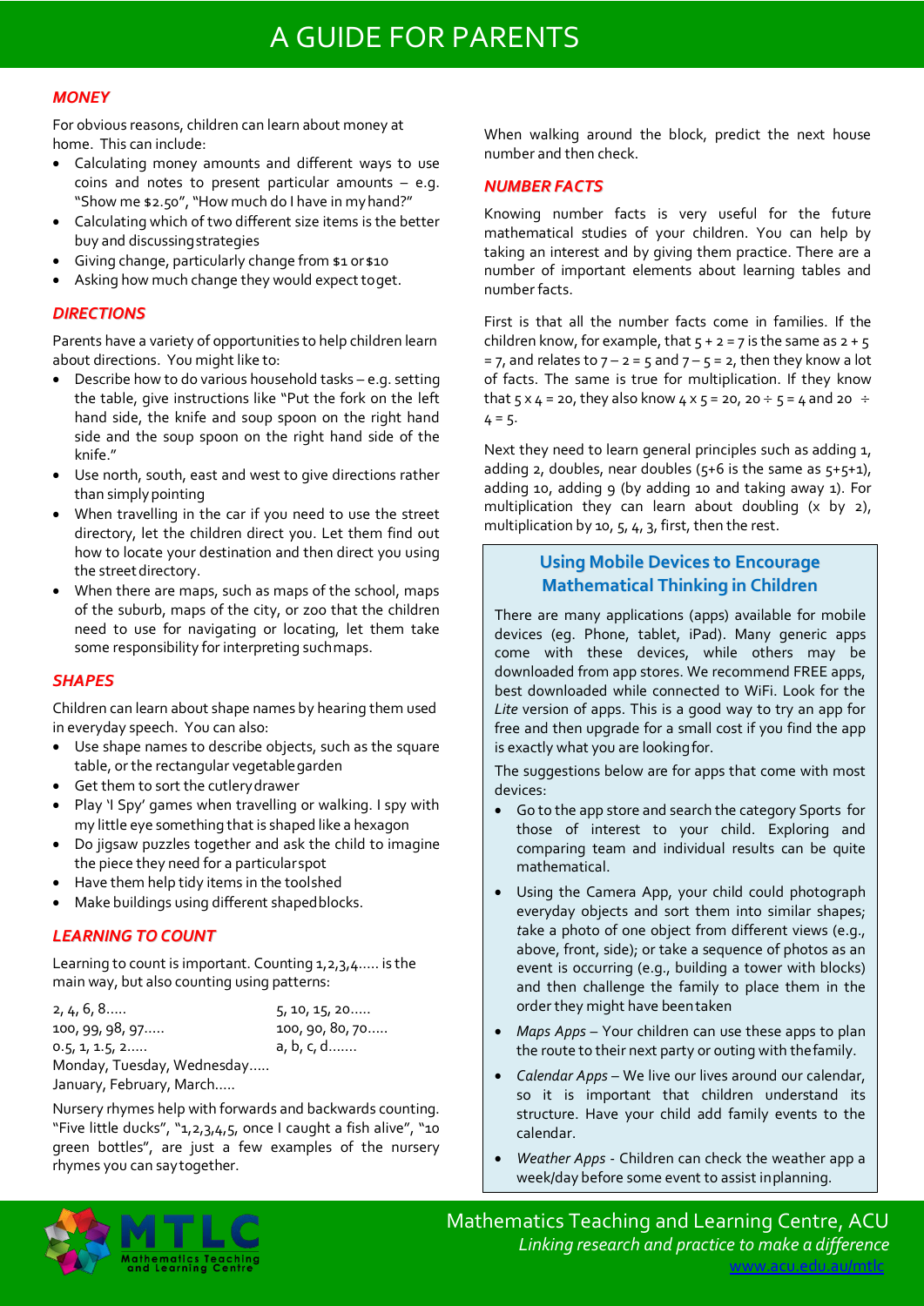# A GUIDE FOR PARENTS

### *MONEY*

For obvious reasons, children can learn about money at home. This can include:

- Calculating money amounts and different ways to use coins and notes to present particular amounts – e.g. "Show me $2.50", "How much do I have in my hand?"
- Calculating which of two different size items is the better buy and discussing strategies
- Giving change, particularly change from $1 or $10
- Asking how much change they would expect to get.

### *DIRECTIONS*

Parents have a variety of opportunities to help children learn about directions. You might like to:

- Describe how to do various household tasks – e.g. setting the table, give instructions like "Put the fork on the left hand side, the knife and soup spoon on the right hand side and the soup spoon on the right hand side of the knife."
- Use north, south, east and west to give directions rather than simply pointing
- When travelling in the car if you need to use the street directory, let the children direct you. Let them find out how to locate your destination and then direct you using the street directory.
- When there are maps, such as maps of the school, maps of the suburb, maps of the city, or zoo that the children need to use for navigating or locating, let them take some responsibility for interpreting such maps.

### *SHAPES*

Children can learn about shape names by hearing them used in everyday speech. You can also:

- Use shape names to describe objects, such as the square table, or the rectangular vegetable garden
- Get them to sort the cutlery drawer
- Play 'I Spy' games when travelling or walking. I spy with my little eye something that is shaped like a hexagon
- Do jigsaw puzzles together and ask the child to imagine the piece they need for a particular spot
- Have them help tidy items in the tool shed
- Make buildings using different shaped blocks.

### *LEARNING TO COUNT*

Learning to count is important. Counting 1,2,3,4….. is the main way, but also counting using patterns:

2, 4, 6, 8…..  
5, 10, 15, 20…..  
100, 99, 98, 97…..  
100, 90, 80, 70…..  
0.5, 1, 1.5, 2…..  
a, b, c, d…….  
Monday, Tuesday, Wednesday…..  
January, February, March…..

Nursery rhymes help with forwards and backwards counting. "Five little ducks", "1,2,3,4,5, once I caught a fish alive", "10 green bottles", are just a few examples of the nursery rhymes you can say together.

When walking around the block, predict the next house number and then check.

### *NUMBER FACTS*

Knowing number facts is very useful for the future mathematical studies of your children. You can help by taking an interest and by giving them practice. There are a number of important elements about learning tables and number facts.

First is that all the number facts come in families. If the children know, for example, that $5 + 2 = 7$ is the same as $2 + 5 = 7$, and relates to $7 – 2 = 5$ and $7 – 5 = 2$, then they know a lot of facts. The same is true for multiplication. If they know that $5 \times 4 = 20$, they also know $4 \times 5 = 20$, $20 \div 5 = 4$ and $20 \div 4 = 5$.

Next they need to learn general principles such as adding 1, adding 2, doubles, near doubles (5+6 is the same as 5+5+1), adding 10, adding 9 (by adding 10 and taking away 1). For multiplication they can learn about doubling (x by 2), multiplication by 10, 5, 4, 3, first, then the rest.

### Using Mobile Devices to Encourage Mathematical Thinking in Children

There are many applications (apps) available for mobile devices (eg. Phone, tablet, iPad). Many generic apps come with these devices, while others may be downloaded from app stores. We recommend FREE apps, best downloaded while connected to WiFi. Look for the *Lite* version of apps. This is a good way to try an app for free and then upgrade for a small cost if you find the app is exactly what you are looking for.

The suggestions below are for apps that come with most devices:

- Go to the app store and search the category Sports for those of interest to your child. Exploring and comparing team and individual results can be quite mathematical.
- Using the Camera App, your child could photograph everyday objects and sort them into similar shapes; take a photo of one object from different views (e.g., above, front, side); or take a sequence of photos as an event is occurring (e.g., building a tower with blocks) and then challenge the family to place them in the order they might have been taken
- *Maps Apps* – Your children can use these apps to plan the route to their next party or outing with the family.
- *Calendar Apps* – We live our lives around our calendar, so it is important that children understand its structure. Have your child add family events to the calendar.
- *Weather Apps* - Children can check the weather app a week/day before some event to assist in planning.

Mathematics Teaching and Learning Centre, ACU  
*Linking research and practice to make a difference*  
www.acu.edu.au/mtlc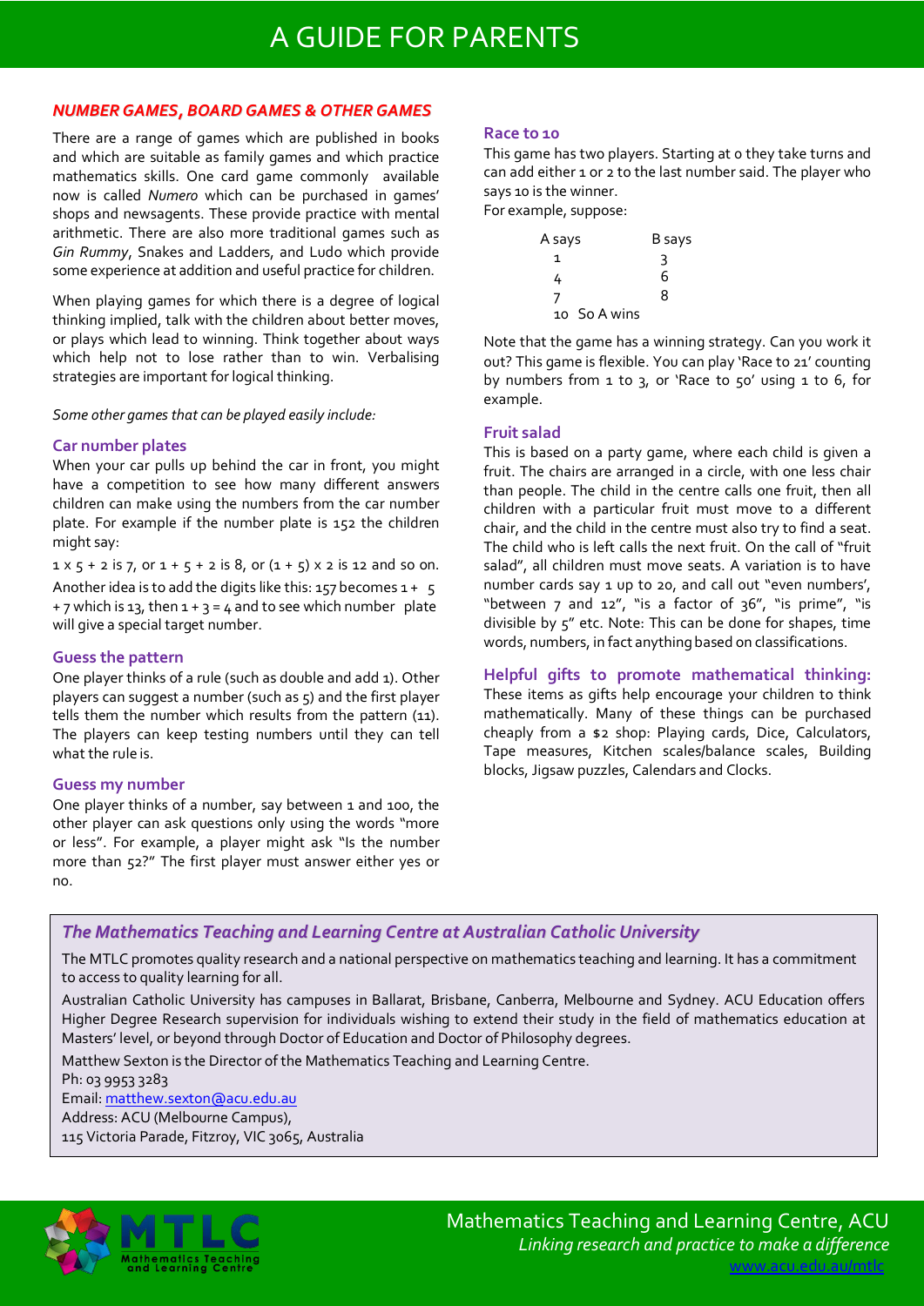# A GUIDE FOR PARENTS

## *NUMBER GAMES, BOARD GAMES & OTHER GAMES*

There are a range of games which are published in books and which are suitable as family games and which practice mathematics skills. One card game commonly available now is called *Numero* which can be purchased in games' shops and newsagents. These provide practice with mental arithmetic. There are also more traditional games such as *Gin Rummy*, Snakes and Ladders, and Ludo which provide some experience at addition and useful practice for children.

When playing games for which there is a degree of logical thinking implied, talk with the children about better moves, or plays which lead to winning. Think together about ways which help not to lose rather than to win. Verbalising strategies are important for logical thinking.

*Some other games that can be played easily include:*

### Car number plates

When your car pulls up behind the car in front, you might have a competition to see how many different answers children can make using the numbers from the car number plate. For example if the number plate is 152 the children might say:

1 x 5 + 2 is 7, or 1 + 5 + 2 is 8, or (1 + 5) x 2 is 12 and so on.

Another idea is to add the digits like this: 157 becomes 1 + 5 + 7 which is 13, then 1 + 3 = 4 and to see which number plate will give a special target number.

### Guess the pattern

One player thinks of a rule (such as double and add 1). Other players can suggest a number (such as 5) and the first player tells them the number which results from the pattern (11). The players can keep testing numbers until they can tell what the rule is.

### Guess my number

One player thinks of a number, say between 1 and 100, the other player can ask questions only using the words "more or less". For example, a player might ask "Is the number more than 52?" The first player must answer either yes or no.

### Race to 10

This game has two players. Starting at 0 they take turns and can add either 1 or 2 to the last number said. The player who says 10 is the winner.

For example, suppose:

| A says | B says |
|---|---|
| 1 | 3 |
| 4 | 6 |
| 7 | 8 |
| 10 So A wins | |

Note that the game has a winning strategy. Can you work it out? This game is flexible. You can play 'Race to 21' counting by numbers from 1 to 3, or 'Race to 50' using 1 to 6, for example.

### Fruit salad

This is based on a party game, where each child is given a fruit. The chairs are arranged in a circle, with one less chair than people. The child in the centre calls one fruit, then all children with a particular fruit must move to a different chair, and the child in the centre must also try to find a seat. The child who is left calls the next fruit. On the call of "fruit salad", all children must move seats. A variation is to have number cards say 1 up to 20, and call out "even numbers', "between 7 and 12", "is a factor of 36", "is prime", "is divisible by 5" etc. Note: This can be done for shapes, time words, numbers, in fact anything based on classifications.

### Helpful gifts to promote mathematical thinking:

These items as gifts help encourage your children to think mathematically. Many of these things can be purchased cheaply from a $2 shop: Playing cards, Dice, Calculators, Tape measures, Kitchen scales/balance scales, Building blocks, Jigsaw puzzles, Calendars and Clocks.

### *The Mathematics Teaching and Learning Centre at Australian Catholic University*

The MTLC promotes quality research and a national perspective on mathematics teaching and learning. It has a commitment to access to quality learning for all.

Australian Catholic University has campuses in Ballarat, Brisbane, Canberra, Melbourne and Sydney. ACU Education offers Higher Degree Research supervision for individuals wishing to extend their study in the field of mathematics education at Masters' level, or beyond through Doctor of Education and Doctor of Philosophy degrees.

Matthew Sexton is the Director of the Mathematics Teaching and Learning Centre.
Ph: 03 9953 3283
Email: matthew.sexton@acu.edu.au
Address: ACU (Melbourne Campus),
115 Victoria Parade, Fitzroy, VIC 3065, Australia

MTLC Mathematics Teaching and Learning Centre

Mathematics Teaching and Learning Centre, ACU
*Linking research and practice to make a difference*
www.acu.edu.au/mtlc